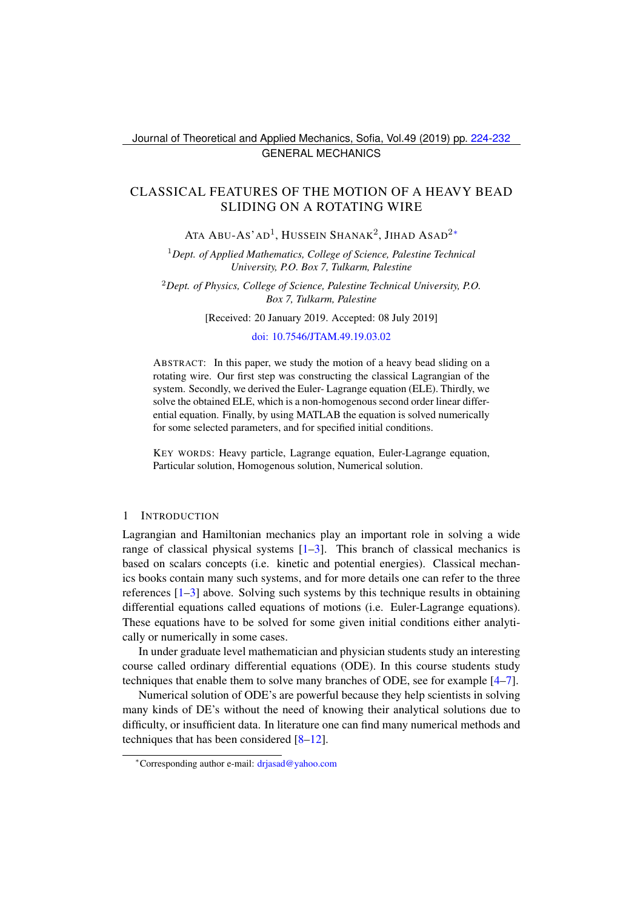GENERAL MECHANICS

# CLASSICAL FEATURES OF THE MOTION OF A HEAVY BEAD SLIDING ON A ROTATING WIRE

ATA ABU-AS'AD[1], HUSSEIN SHANAK[2], JIHAD ASAD[2*]

[1]*Dept. of Applied Mathematics, College of Science, Palestine Technical University, P.O. Box 7, Tulkarm, Palestine*

[2]*Dept. of Physics, College of Science, Palestine Technical University, P.O. Box 7, Tulkarm, Palestine*

[Received: 20 January 2019. Accepted: 08 July 2019]

doi: 10.7546/JTAM.49.19.03.02

ABSTRACT: In this paper, we study the motion of a heavy bead sliding on a rotating wire. Our first step was constructing the classical Lagrangian of the system. Secondly, we derived the Euler- Lagrange equation (ELE). Thirdly, we solve the obtained ELE, which is a non-homogenous second order linear differential equation. Finally, by using MATLAB the equation is solved numerically for some selected parameters, and for specified initial conditions.

KEY WORDS: Heavy particle, Lagrange equation, Euler-Lagrange equation, Particular solution, Homogenous solution, Numerical solution.

## 1 INTRODUCTION

Lagrangian and Hamiltonian mechanics play an important role in solving a wide range of classical physical systems [1–3]. This branch of classical mechanics is based on scalars concepts (i.e. kinetic and potential energies). Classical mechanics books contain many such systems, and for more details one can refer to the three references [1–3] above. Solving such systems by this technique results in obtaining differential equations called equations of motions (i.e. Euler-Lagrange equations). These equations have to be solved for some given initial conditions either analytically or numerically in some cases.

In under graduate level mathematician and physician students study an interesting course called ordinary differential equations (ODE). In this course students study techniques that enable them to solve many branches of ODE, see for example [4–7].

Numerical solution of ODE's are powerful because they help scientists in solving many kinds of DE's without the need of knowing their analytical solutions due to difficulty, or insufficient data. In literature one can find many numerical methods and techniques that has been considered [8–12].

*Corresponding author e-mail: drjasad@yahoo.com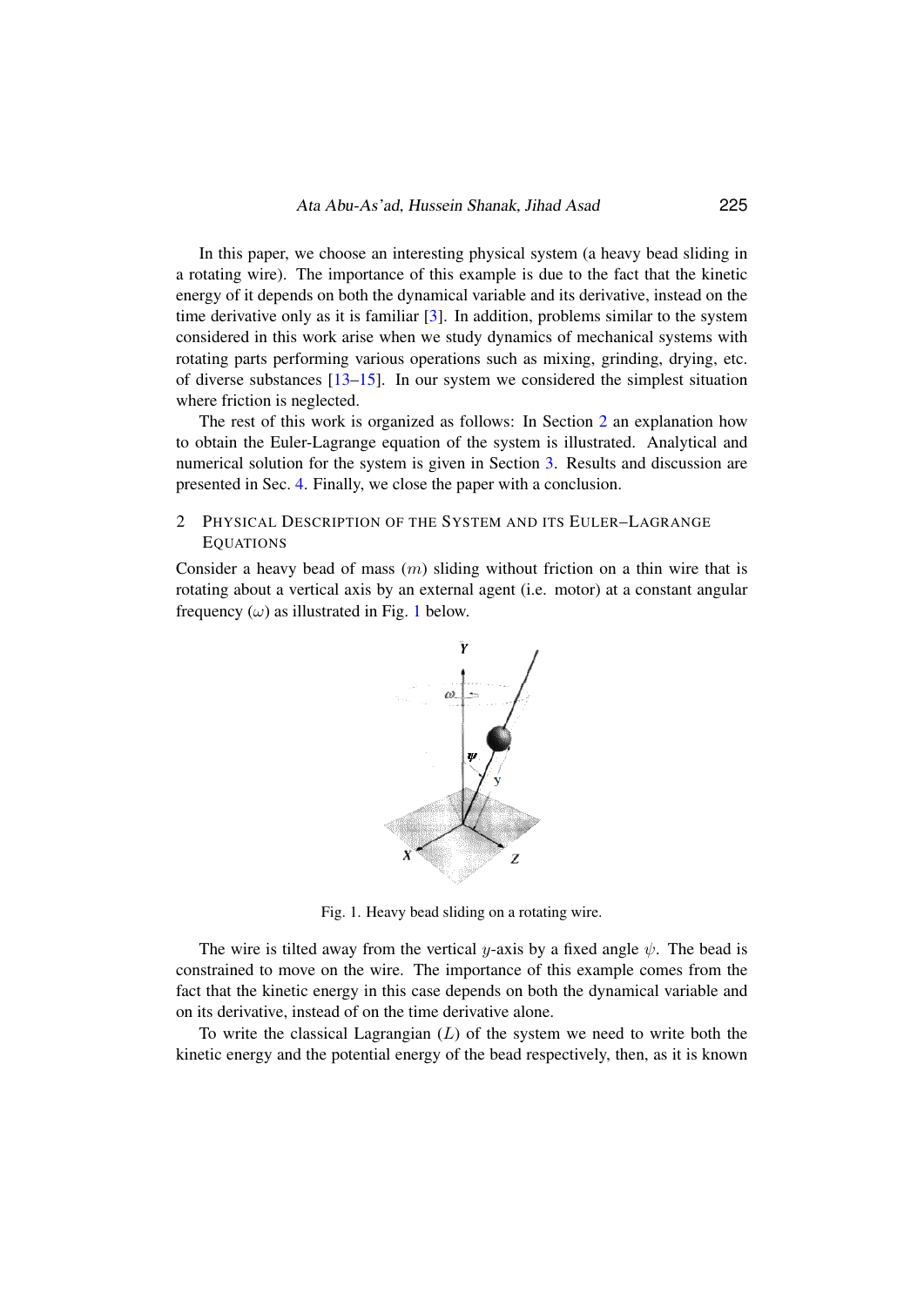In this paper, we choose an interesting physical system (a heavy bead sliding in a rotating wire). The importance of this example is due to the fact that the kinetic energy of it depends on both the dynamical variable and its derivative, instead on the time derivative only as it is familiar [3]. In addition, problems similar to the system considered in this work arise when we study dynamics of mechanical systems with rotating parts performing various operations such as mixing, grinding, drying, etc. of diverse substances [13–15]. In our system we considered the simplest situation where friction is neglected.

The rest of this work is organized as follows: In Section 2 an explanation how to obtain the Euler-Lagrange equation of the system is illustrated. Analytical and numerical solution for the system is given in Section 3. Results and discussion are presented in Sec. 4. Finally, we close the paper with a conclusion.

## 2 Physical Description of the System and its Euler–Lagrange Equations

Consider a heavy bead of mass ($m$) sliding without friction on a thin wire that is rotating about a vertical axis by an external agent (i.e. motor) at a constant angular frequency ($\omega$) as illustrated in Fig. 1 below.

Fig. 1. Heavy bead sliding on a rotating wire.

The wire is tilted away from the vertical $y$-axis by a fixed angle $\psi$. The bead is constrained to move on the wire. The importance of this example comes from the fact that the kinetic energy in this case depends on both the dynamical variable and on its derivative, instead of on the time derivative alone.

To write the classical Lagrangian ($L$) of the system we need to write both the kinetic energy and the potential energy of the bead respectively, then, as it is known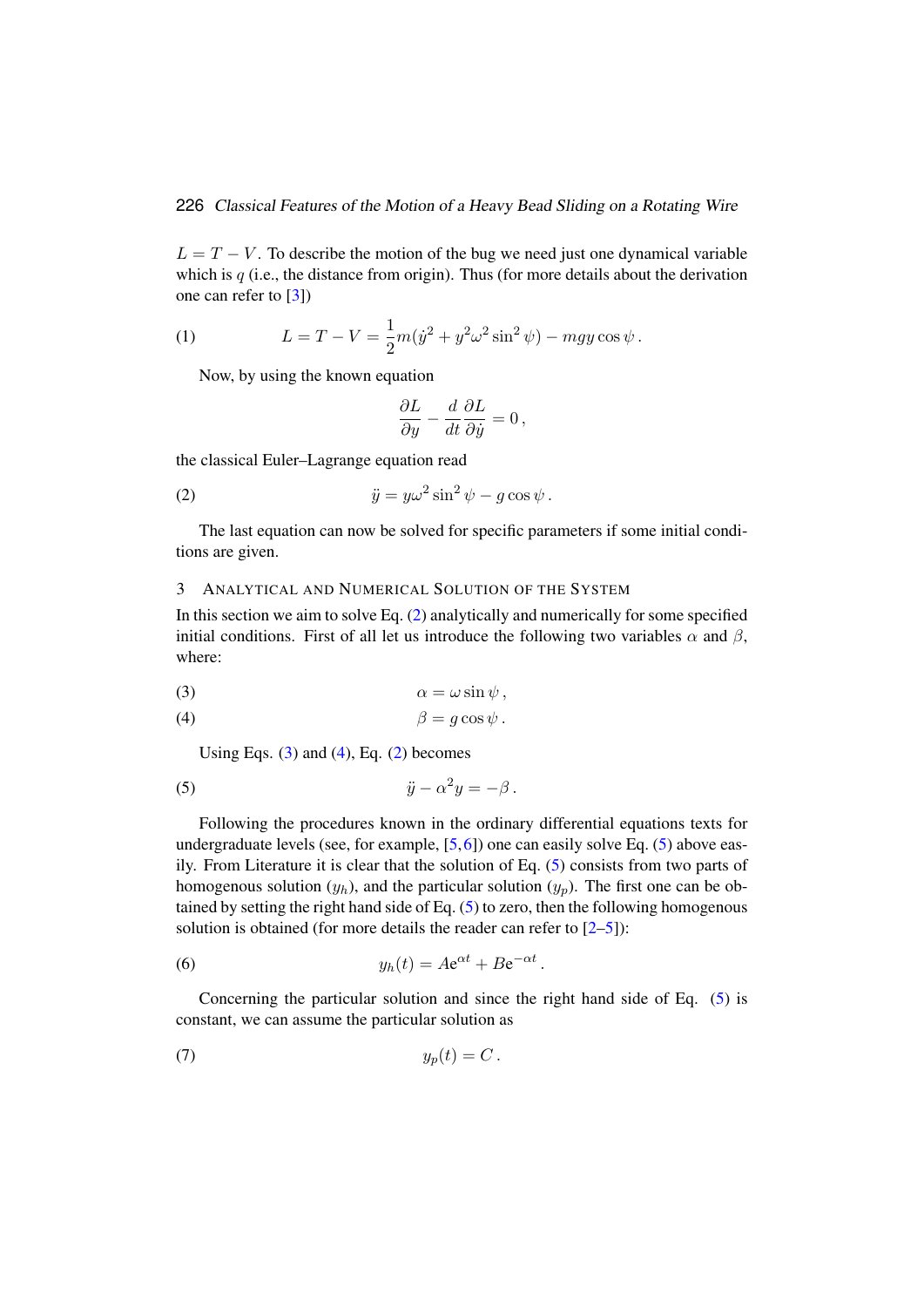$L = T - V$. To describe the motion of the bug we need just one dynamical variable which is $q$ (i.e., the distance from origin). Thus (for more details about the derivation one can refer to [3])

$$L = T - V = \frac{1}{2}m(\dot{y}^2 + y^2\omega^2 \sin^2\psi) - mgy\cos\psi\,. \tag{1}$$

Now, by using the known equation

$$\frac{\partial L}{\partial y} - \frac{d}{dt}\frac{\partial L}{\partial \dot{y}} = 0\,,$$

the classical Euler–Lagrange equation read

$$\ddot{y} = y\omega^2 \sin^2\psi - g\cos\psi\,. \tag{2}$$

The last equation can now be solved for specific parameters if some initial conditions are given.

## 3 Analytical and Numerical Solution of the System

In this section we aim to solve Eq. (2) analytically and numerically for some specified initial conditions. First of all let us introduce the following two variables $\alpha$ and $\beta$, where:

$$\alpha = \omega\sin\psi\,, \tag{3}$$

$$\beta = g\cos\psi\,. \tag{4}$$

Using Eqs. (3) and (4), Eq. (2) becomes

$$\ddot{y} - \alpha^2 y = -\beta\,. \tag{5}$$

Following the procedures known in the ordinary differential equations texts for undergraduate levels (see, for example, [5,6]) one can easily solve Eq. (5) above easily. From Literature it is clear that the solution of Eq. (5) consists from two parts of homogenous solution ($y_h$), and the particular solution ($y_p$). The first one can be obtained by setting the right hand side of Eq. (5) to zero, then the following homogenous solution is obtained (for more details the reader can refer to [2–5]):

$$y_h(t) = A\mathrm{e}^{\alpha t} + B\mathrm{e}^{-\alpha t}\,. \tag{6}$$

Concerning the particular solution and since the right hand side of Eq. (5) is constant, we can assume the particular solution as

$$y_p(t) = C\,. \tag{7}$$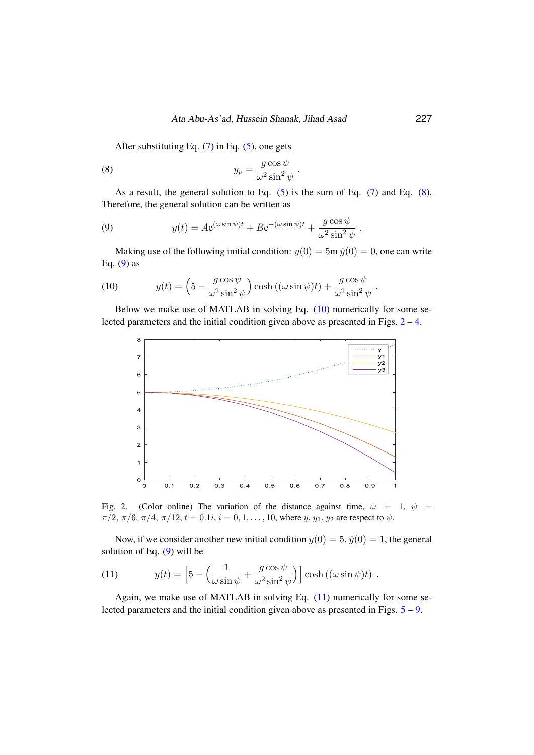After substituting Eq. (7) in Eq. (5), one gets

$$y_p = \frac{g\cos\psi}{\omega^2 \sin^2\psi}\,. \tag{8}$$

As a result, the general solution to Eq. (5) is the sum of Eq. (7) and Eq. (8). Therefore, the general solution can be written as

$$y(t) = A\mathrm{e}^{(\omega\sin\psi)t} + B\mathrm{e}^{-(\omega\sin\psi)t} + \frac{g\cos\psi}{\omega^2\sin^2\psi}\,. \tag{9}$$

Making use of the following initial condition: $y(0) = 5\text{m}\ \dot{y}(0) = 0$, one can write Eq. (9) as

$$y(t) = \left(5 - \frac{g\cos\psi}{\omega^2\sin^2\psi}\right)\cosh\left((\omega\sin\psi)t\right) + \frac{g\cos\psi}{\omega^2\sin^2\psi}\,. \tag{10}$$

Below we make use of MATLAB in solving Eq. (10) numerically for some selected parameters and the initial condition given above as presented in Figs. 2 – 4.

Fig. 2. (Color online) The variation of the distance against time, $\omega = 1$, $\psi = \pi/2, \pi/6, \pi/4, \pi/12, t = 0.1i, i = 0, 1, \ldots, 10$, where $y$, $y_1$, $y_2$ are respect to $\psi$.

Now, if we consider another new initial condition $y(0) = 5$, $\dot{y}(0) = 1$, the general solution of Eq. (9) will be

$$y(t) = \left[5 - \left(\frac{1}{\omega\sin\psi} + \frac{g\cos\psi}{\omega^2\sin^2\psi}\right)\right]\cosh\left((\omega\sin\psi)t\right)\,. \tag{11}$$

Again, we make use of MATLAB in solving Eq. (11) numerically for some selected parameters and the initial condition given above as presented in Figs. 5 – 9.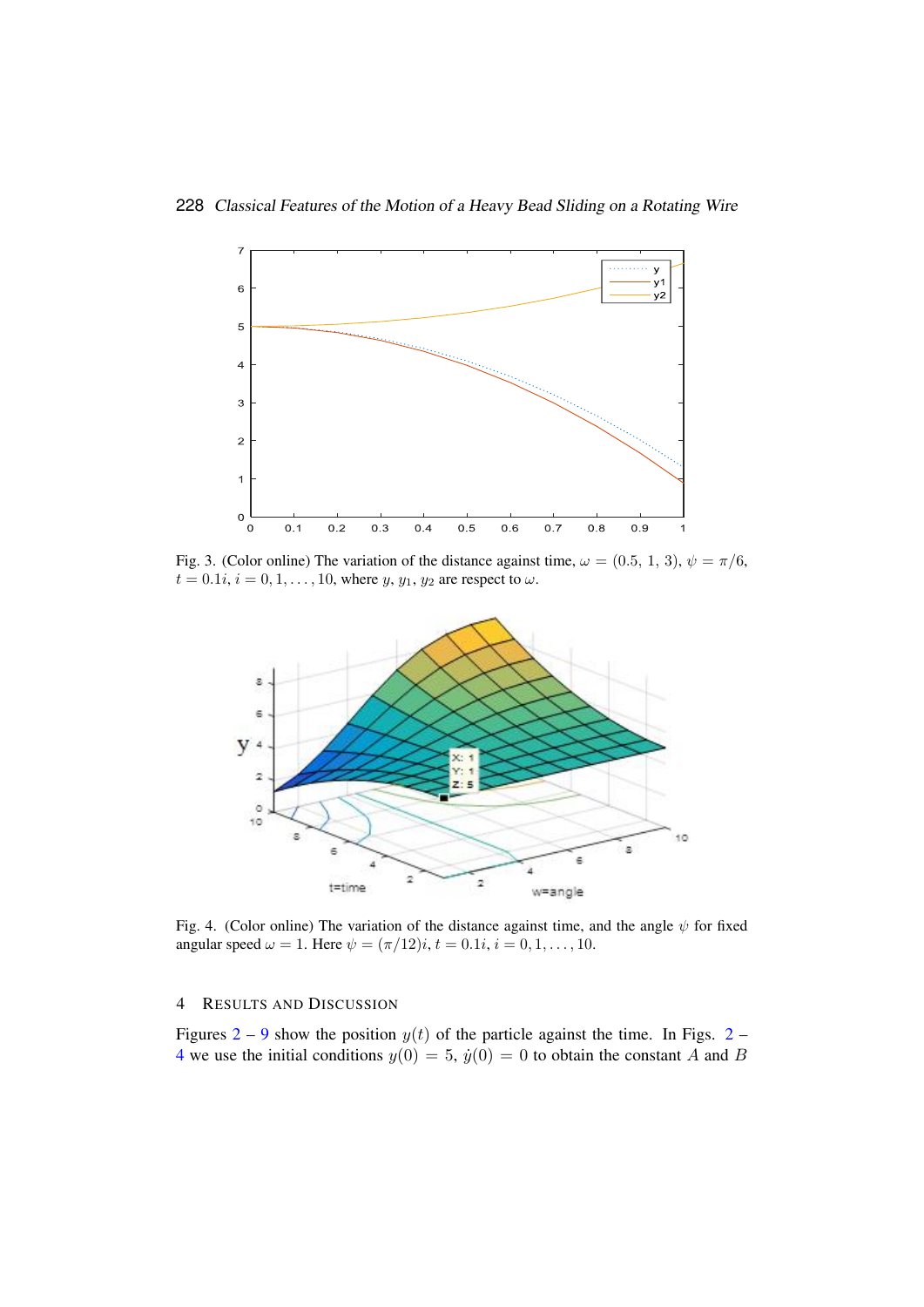Fig. 3. (Color online) The variation of the distance against time, $\omega = (0.5,\ 1,\ 3)$, $\psi = \pi/6$, $t = 0.1i$, $i = 0, 1, \ldots, 10$, where $y$, $y_1$, $y_2$ are respect to $\omega$.

Fig. 4. (Color online) The variation of the distance against time, and the angle $\psi$ for fixed angular speed $\omega = 1$. Here $\psi = (\pi/12)i$, $t = 0.1i$, $i = 0, 1, \ldots, 10$.

## 4 Results and Discussion

Figures 2 – 9 show the position $y(t)$ of the particle against the time. In Figs. 2 – 4 we use the initial conditions $y(0) = 5$, $\dot{y}(0) = 0$ to obtain the constant $A$ and $B$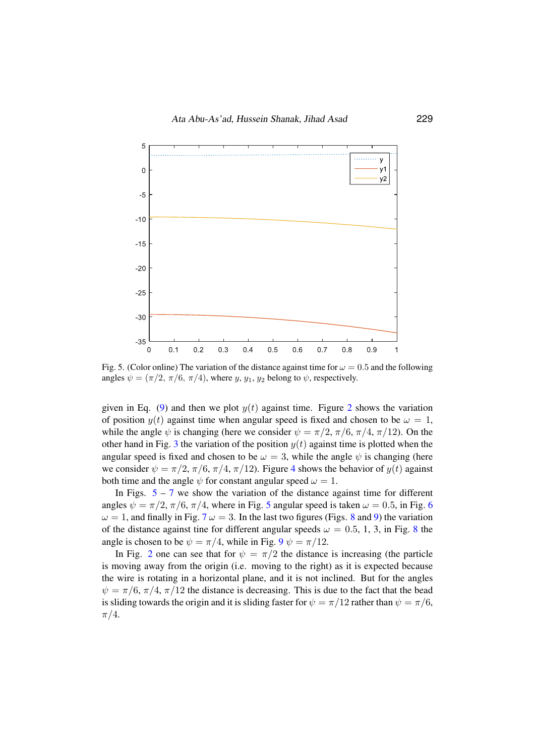Fig. 5. (Color online) The variation of the distance against time for $\omega = 0.5$ and the following angles $\psi = (\pi/2,\ \pi/6,\ \pi/4)$, where $y$, $y_1$, $y_2$ belong to $\psi$, respectively.

given in Eq. (9) and then we plot $y(t)$ against time. Figure 2 shows the variation of position $y(t)$ against time when angular speed is fixed and chosen to be $\omega = 1$, while the angle $\psi$ is changing (here we consider $\psi = \pi/2$, $\pi/6$, $\pi/4$, $\pi/12$). On the other hand in Fig. 3 the variation of the position $y(t)$ against time is plotted when the angular speed is fixed and chosen to be $\omega = 3$, while the angle $\psi$ is changing (here we consider $\psi = \pi/2$, $\pi/6$, $\pi/4$, $\pi/12$). Figure 4 shows the behavior of $y(t)$ against both time and the angle $\psi$ for constant angular speed $\omega = 1$.

In Figs. 5 – 7 we show the variation of the distance against time for different angles $\psi = \pi/2$, $\pi/6$, $\pi/4$, where in Fig. 5 angular speed is taken $\omega = 0.5$, in Fig. 6 $\omega = 1$, and finally in Fig. 7 $\omega = 3$. In the last two figures (Figs. 8 and 9) the variation of the distance against tine for different angular speeds $\omega = 0.5$, 1, 3, in Fig. 8 the angle is chosen to be $\psi = \pi/4$, while in Fig. 9 $\psi = \pi/12$.

In Fig. 2 one can see that for $\psi = \pi/2$ the distance is increasing (the particle is moving away from the origin (i.e. moving to the right) as it is expected because the wire is rotating in a horizontal plane, and it is not inclined. But for the angles $\psi = \pi/6$, $\pi/4$, $\pi/12$ the distance is decreasing. This is due to the fact that the bead is sliding towards the origin and it is sliding faster for $\psi = \pi/12$ rather than $\psi = \pi/6$, $\pi/4$.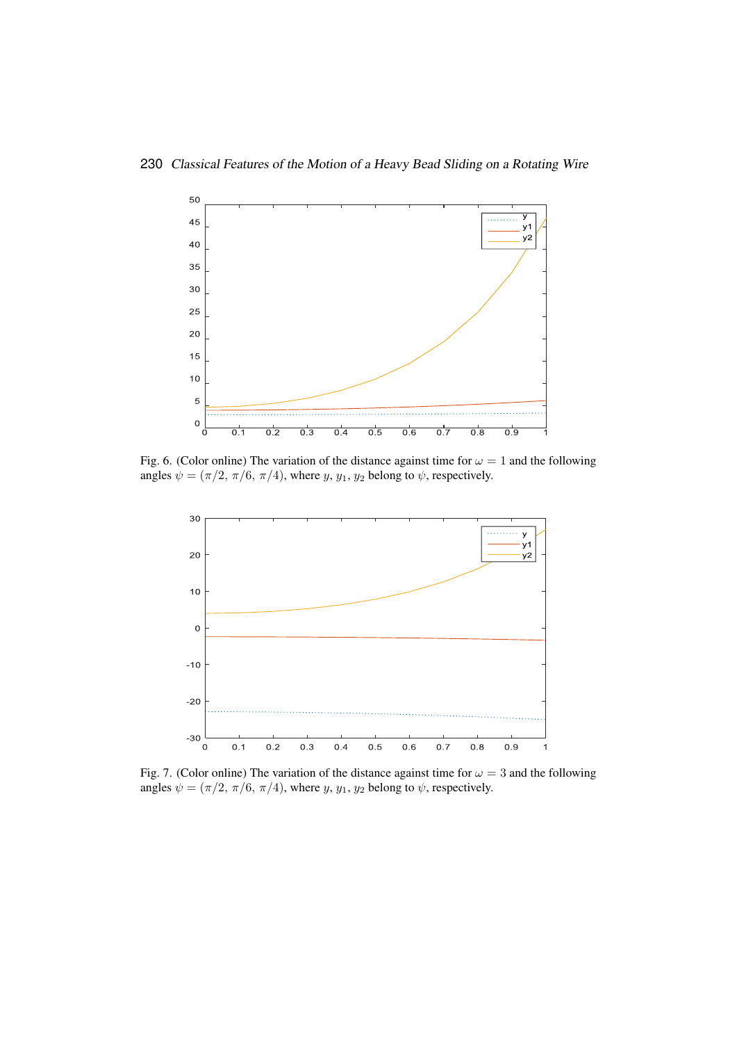Fig. 6. (Color online) The variation of the distance against time for $\omega = 1$ and the following angles $\psi = (\pi/2,\ \pi/6,\ \pi/4)$, where $y$, $y_1$, $y_2$ belong to $\psi$, respectively.

Fig. 7. (Color online) The variation of the distance against time for $\omega = 3$ and the following angles $\psi = (\pi/2,\ \pi/6,\ \pi/4)$, where $y$, $y_1$, $y_2$ belong to $\psi$, respectively.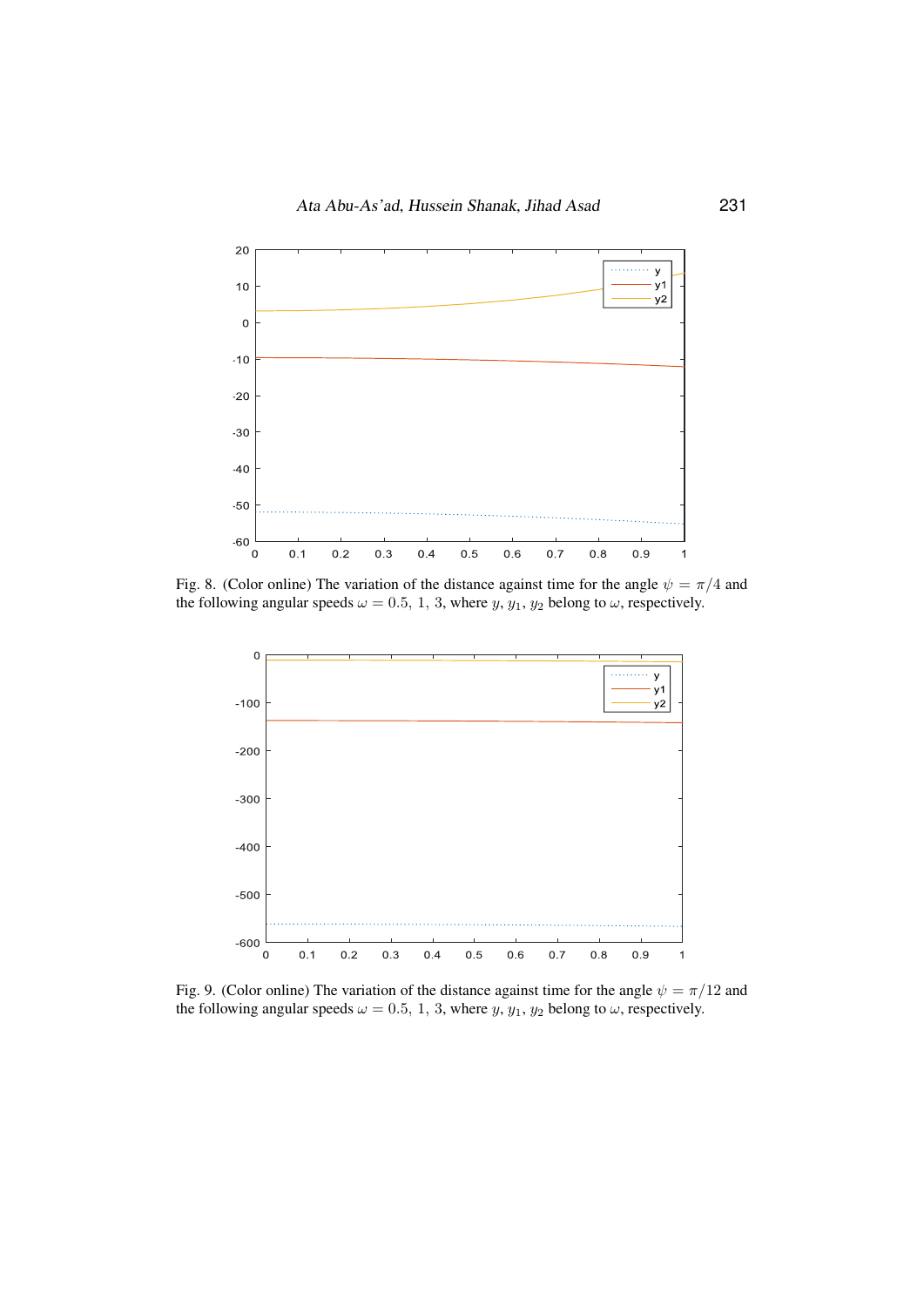Fig. 8. (Color online) The variation of the distance against time for the angle $\psi = \pi/4$ and the following angular speeds $\omega = 0.5,\ 1,\ 3$, where $y$, $y_1$, $y_2$ belong to $\omega$, respectively.

Fig. 9. (Color online) The variation of the distance against time for the angle $\psi = \pi/12$ and the following angular speeds $\omega = 0.5,\ 1,\ 3$, where $y$, $y_1$, $y_2$ belong to $\omega$, respectively.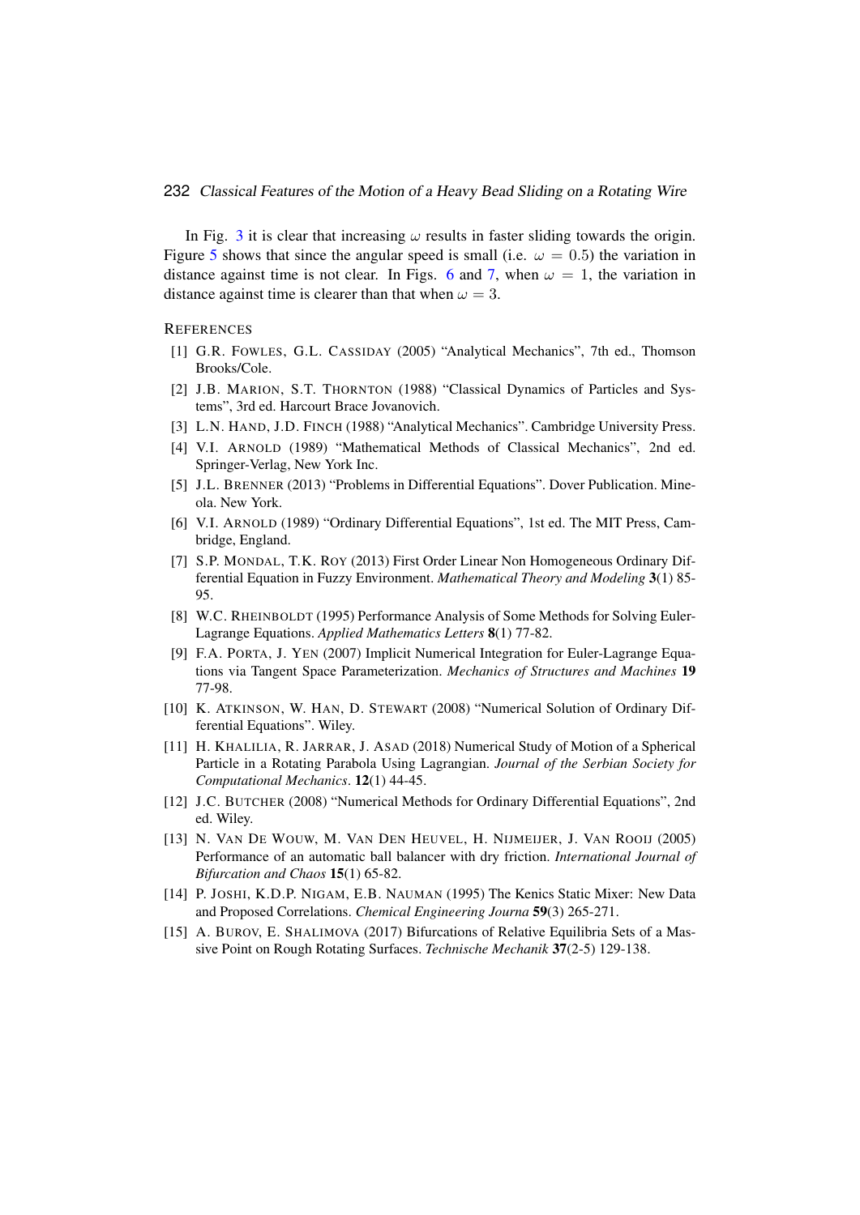In Fig. 3 it is clear that increasing $\omega$ results in faster sliding towards the origin. Figure 5 shows that since the angular speed is small (i.e. $\omega = 0.5$) the variation in distance against time is not clear. In Figs. 6 and 7, when $\omega = 1$, the variation in distance against time is clearer than that when $\omega = 3$.

## References

[1] G.R. Fowles, G.L. Cassiday (2005) "Analytical Mechanics", 7th ed., Thomson Brooks/Cole.

[2] J.B. Marion, S.T. Thornton (1988) "Classical Dynamics of Particles and Systems", 3rd ed. Harcourt Brace Jovanovich.

[3] L.N. Hand, J.D. Finch (1988) "Analytical Mechanics". Cambridge University Press.

[4] V.I. Arnold (1989) "Mathematical Methods of Classical Mechanics", 2nd ed. Springer-Verlag, New York Inc.

[5] J.L. Brenner (2013) "Problems in Differential Equations". Dover Publication. Mineola. New York.

[6] V.I. Arnold (1989) "Ordinary Differential Equations", 1st ed. The MIT Press, Cambridge, England.

[7] S.P. Mondal, T.K. Roy (2013) First Order Linear Non Homogeneous Ordinary Differential Equation in Fuzzy Environment. *Mathematical Theory and Modeling* **3**(1) 85-95.

[8] W.C. Rheinboldt (1995) Performance Analysis of Some Methods for Solving Euler-Lagrange Equations. *Applied Mathematics Letters* **8**(1) 77-82.

[9] F.A. Porta, J. Yen (2007) Implicit Numerical Integration for Euler-Lagrange Equations via Tangent Space Parameterization. *Mechanics of Structures and Machines* **19** 77-98.

[10] K. Atkinson, W. Han, D. Stewart (2008) "Numerical Solution of Ordinary Differential Equations". Wiley.

[11] H. Khalilia, R. Jarrar, J. Asad (2018) Numerical Study of Motion of a Spherical Particle in a Rotating Parabola Using Lagrangian. *Journal of the Serbian Society for Computational Mechanics*. **12**(1) 44-45.

[12] J.C. Butcher (2008) "Numerical Methods for Ordinary Differential Equations", 2nd ed. Wiley.

[13] N. van de Wouw, M. van den Heuvel, H. Nijmeijer, J. van Rooij (2005) Performance of an automatic ball balancer with dry friction. *International Journal of Bifurcation and Chaos* **15**(1) 65-82.

[14] P. Joshi, K.D.P. Nigam, E.B. Nauman (1995) The Kenics Static Mixer: New Data and Proposed Correlations. *Chemical Engineering Journa* **59**(3) 265-271.

[15] A. Burov, E. Shalimova (2017) Bifurcations of Relative Equilibria Sets of a Massive Point on Rough Rotating Surfaces. *Technische Mechanik* **37**(2-5) 129-138.